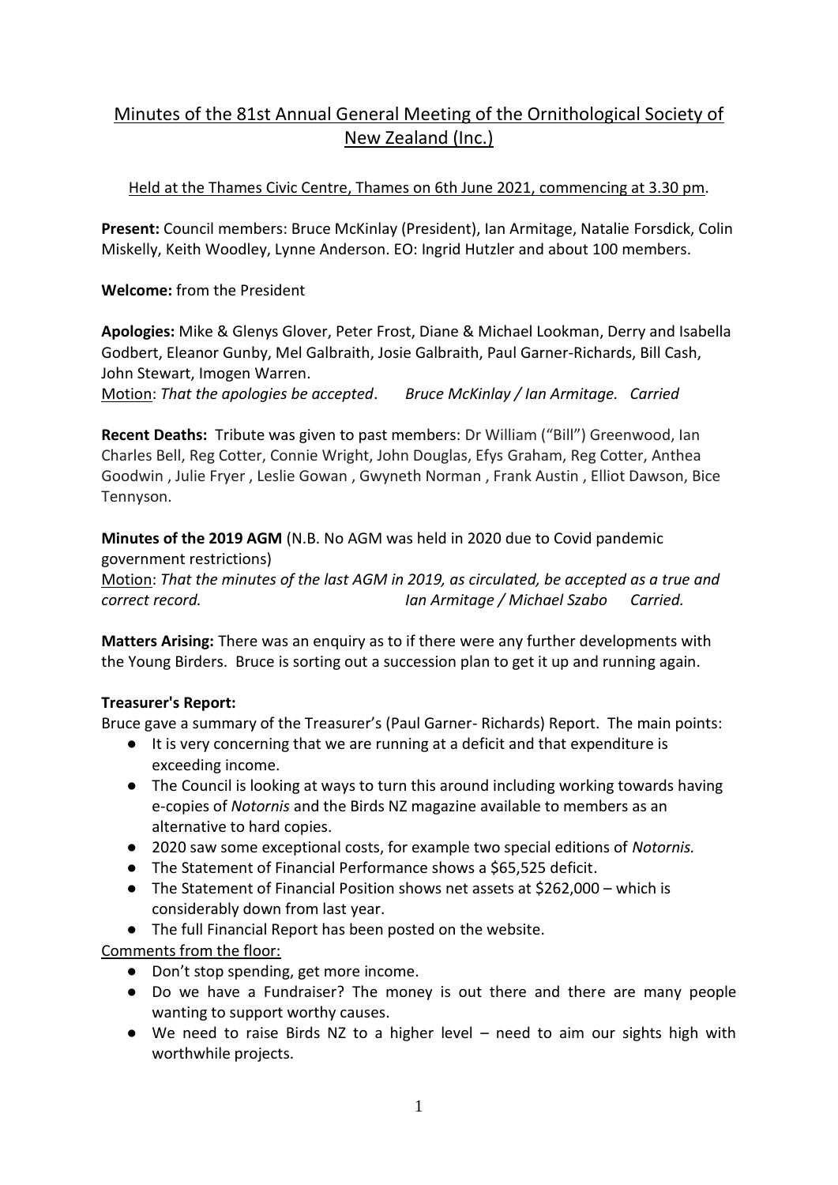# Minutes of the 81st Annual General Meeting of the Ornithological Society of New Zealand (Inc.)

Held at the Thames Civic Centre, Thames on 6th June 2021, commencing at 3.30 pm.

**Present:** Council members: Bruce McKinlay (President), Ian Armitage, Natalie Forsdick, Colin Miskelly, Keith Woodley, Lynne Anderson. EO: Ingrid Hutzler and about 100 members.

**Welcome:** from the President

**Apologies:** Mike & Glenys Glover, Peter Frost, Diane & Michael Lookman, Derry and Isabella Godbert, Eleanor Gunby, Mel Galbraith, Josie Galbraith, Paul Garner-Richards, Bill Cash, John Stewart, Imogen Warren.

Motion: *That the apologies be accepted*. *Bruce McKinlay / Ian Armitage. Carried*

**Recent Deaths:** Tribute was given to past members: Dr William ("Bill") Greenwood, Ian Charles Bell, Reg Cotter, Connie Wright, John Douglas, Efys Graham, Reg Cotter, Anthea Goodwin , Julie Fryer , Leslie Gowan , Gwyneth Norman , Frank Austin , Elliot Dawson, Bice Tennyson.

**Minutes of the 2019 AGM** (N.B. No AGM was held in 2020 due to Covid pandemic government restrictions)

Motion: *That the minutes of the last AGM in 2019, as circulated, be accepted as a true and correct record.* *Ian Armitage / Michael Szabo Carried.*

**Matters Arising:** There was an enquiry as to if there were any further developments with the Young Birders. Bruce is sorting out a succession plan to get it up and running again.

**Treasurer's Report:**

Bruce gave a summary of the Treasurer's (Paul Garner- Richards) Report. The main points:

- It is very concerning that we are running at a deficit and that expenditure is exceeding income.
- The Council is looking at ways to turn this around including working towards having e-copies of *Notornis* and the Birds NZ magazine available to members as an alternative to hard copies.
- 2020 saw some exceptional costs, for example two special editions of *Notornis.*
- The Statement of Financial Performance shows a $65,525 deficit.
- The Statement of Financial Position shows net assets at $262,000 – which is considerably down from last year.
- The full Financial Report has been posted on the website.

Comments from the floor:

- Don't stop spending, get more income.
- Do we have a Fundraiser? The money is out there and there are many people wanting to support worthy causes.
- We need to raise Birds NZ to a higher level – need to aim our sights high with worthwhile projects.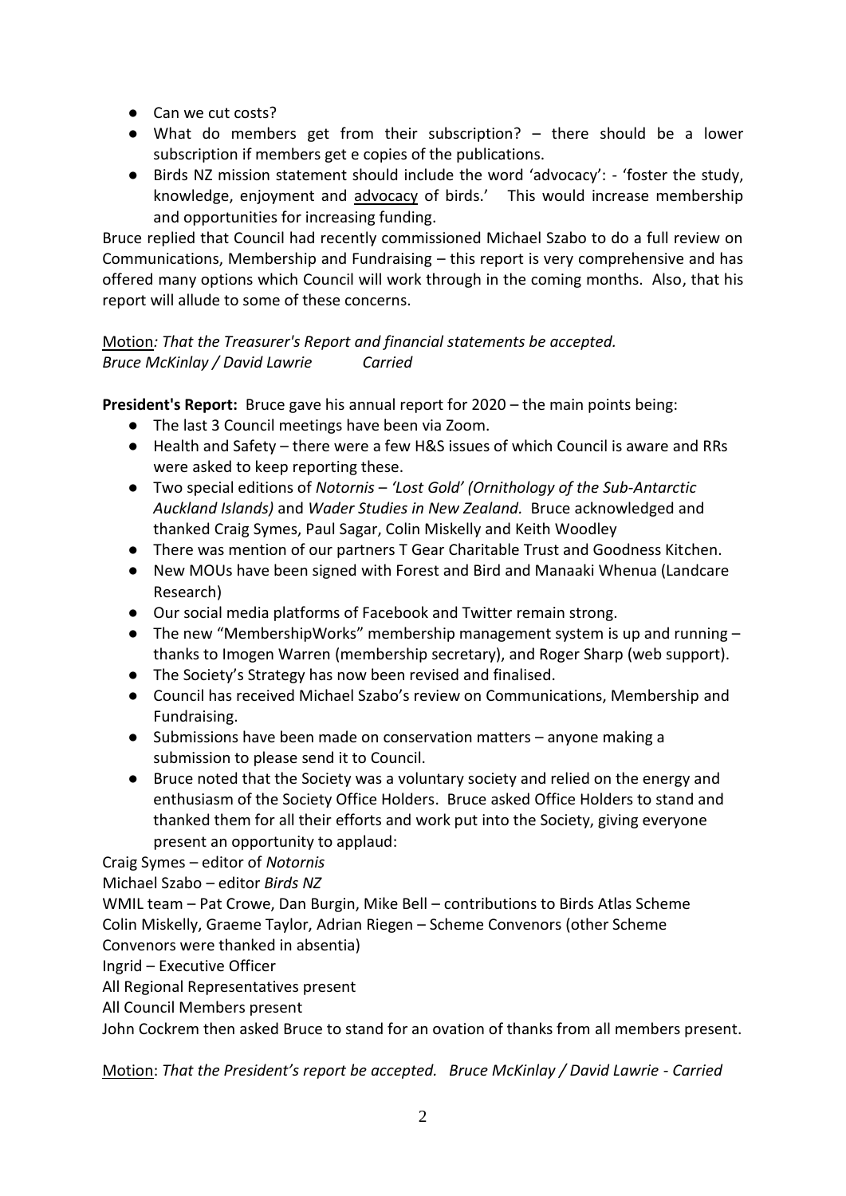- Can we cut costs?
- What do members get from their subscription? – there should be a lower subscription if members get e copies of the publications.
- Birds NZ mission statement should include the word 'advocacy': - 'foster the study, knowledge, enjoyment and advocacy of birds.' This would increase membership and opportunities for increasing funding.

Bruce replied that Council had recently commissioned Michael Szabo to do a full review on Communications, Membership and Fundraising – this report is very comprehensive and has offered many options which Council will work through in the coming months. Also, that his report will allude to some of these concerns.

Motion*: That the Treasurer's Report and financial statements be accepted.*
*Bruce McKinlay / David Lawrie Carried*

**President's Report:** Bruce gave his annual report for 2020 – the main points being:

- The last 3 Council meetings have been via Zoom.
- Health and Safety – there were a few H&S issues of which Council is aware and RRs were asked to keep reporting these.
- Two special editions of *Notornis* – *'Lost Gold' (Ornithology of the Sub-Antarctic Auckland Islands)* and *Wader Studies in New Zealand.* Bruce acknowledged and thanked Craig Symes, Paul Sagar, Colin Miskelly and Keith Woodley
- There was mention of our partners T Gear Charitable Trust and Goodness Kitchen.
- New MOUs have been signed with Forest and Bird and Manaaki Whenua (Landcare Research)
- Our social media platforms of Facebook and Twitter remain strong.
- The new "MembershipWorks" membership management system is up and running – thanks to Imogen Warren (membership secretary), and Roger Sharp (web support).
- The Society's Strategy has now been revised and finalised.
- Council has received Michael Szabo's review on Communications, Membership and Fundraising.
- Submissions have been made on conservation matters – anyone making a submission to please send it to Council.
- Bruce noted that the Society was a voluntary society and relied on the energy and enthusiasm of the Society Office Holders. Bruce asked Office Holders to stand and thanked them for all their efforts and work put into the Society, giving everyone present an opportunity to applaud:

Craig Symes – editor of *Notornis*
Michael Szabo – editor *Birds NZ*
WMIL team – Pat Crowe, Dan Burgin, Mike Bell – contributions to Birds Atlas Scheme
Colin Miskelly, Graeme Taylor, Adrian Riegen – Scheme Convenors (other Scheme Convenors were thanked in absentia)
Ingrid – Executive Officer
All Regional Representatives present
All Council Members present
John Cockrem then asked Bruce to stand for an ovation of thanks from all members present.

Motion: *That the President's report be accepted. Bruce McKinlay / David Lawrie - Carried*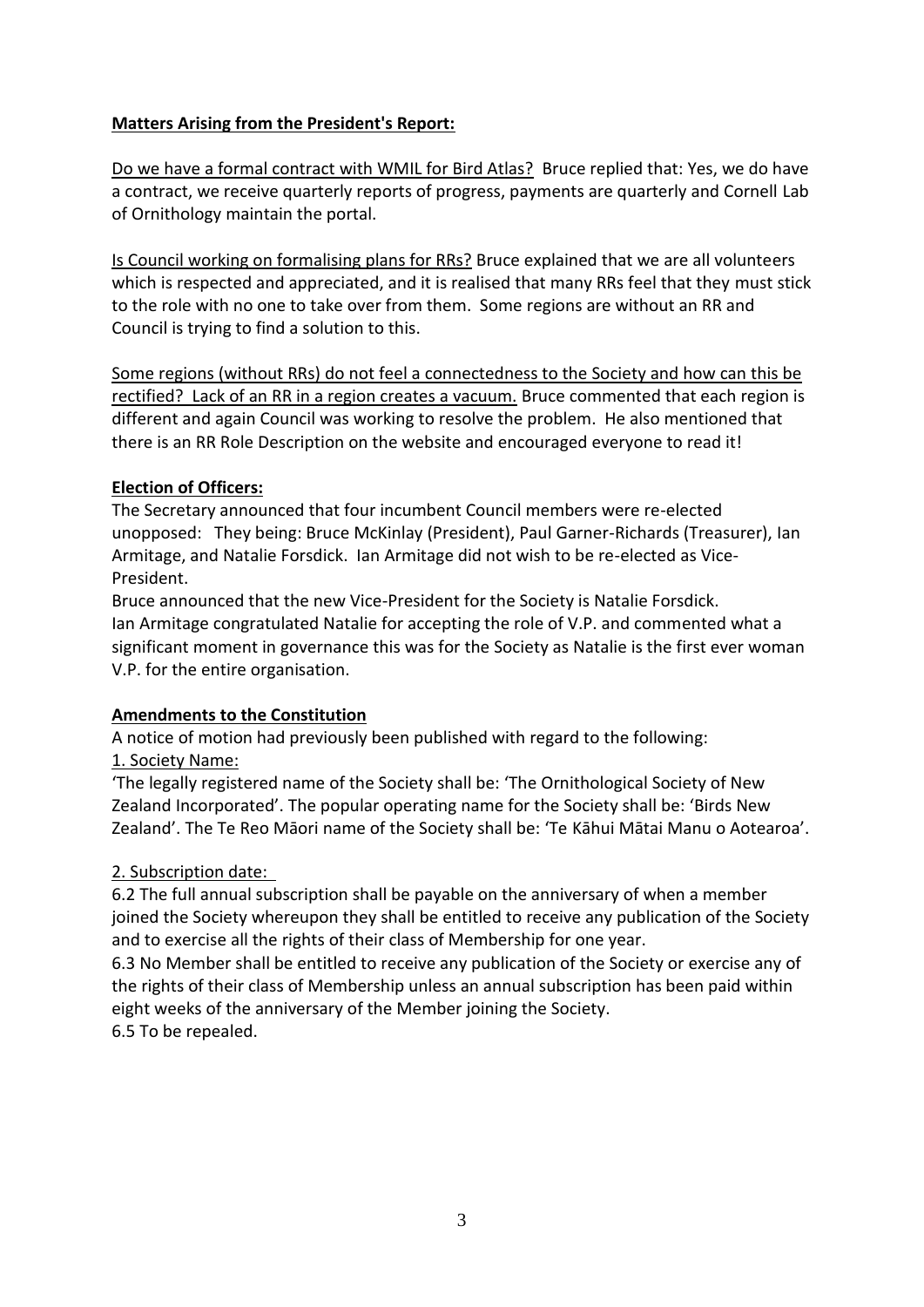**Matters Arising from the President's Report:**

Do we have a formal contract with WMIL for Bird Atlas? Bruce replied that: Yes, we do have a contract, we receive quarterly reports of progress, payments are quarterly and Cornell Lab of Ornithology maintain the portal.

Is Council working on formalising plans for RRs? Bruce explained that we are all volunteers which is respected and appreciated, and it is realised that many RRs feel that they must stick to the role with no one to take over from them. Some regions are without an RR and Council is trying to find a solution to this.

Some regions (without RRs) do not feel a connectedness to the Society and how can this be rectified? Lack of an RR in a region creates a vacuum. Bruce commented that each region is different and again Council was working to resolve the problem. He also mentioned that there is an RR Role Description on the website and encouraged everyone to read it!

**Election of Officers:**

The Secretary announced that four incumbent Council members were re-elected unopposed: They being: Bruce McKinlay (President), Paul Garner-Richards (Treasurer), Ian Armitage, and Natalie Forsdick. Ian Armitage did not wish to be re-elected as Vice-President.

Bruce announced that the new Vice-President for the Society is Natalie Forsdick.

Ian Armitage congratulated Natalie for accepting the role of V.P. and commented what a significant moment in governance this was for the Society as Natalie is the first ever woman V.P. for the entire organisation.

**Amendments to the Constitution**

A notice of motion had previously been published with regard to the following:

1. Society Name:

'The legally registered name of the Society shall be: 'The Ornithological Society of New Zealand Incorporated'. The popular operating name for the Society shall be: 'Birds New Zealand'. The Te Reo Māori name of the Society shall be: 'Te Kāhui Mātai Manu o Aotearoa'.

2. Subscription date:

6.2 The full annual subscription shall be payable on the anniversary of when a member joined the Society whereupon they shall be entitled to receive any publication of the Society and to exercise all the rights of their class of Membership for one year.

6.3 No Member shall be entitled to receive any publication of the Society or exercise any of the rights of their class of Membership unless an annual subscription has been paid within eight weeks of the anniversary of the Member joining the Society.

6.5 To be repealed.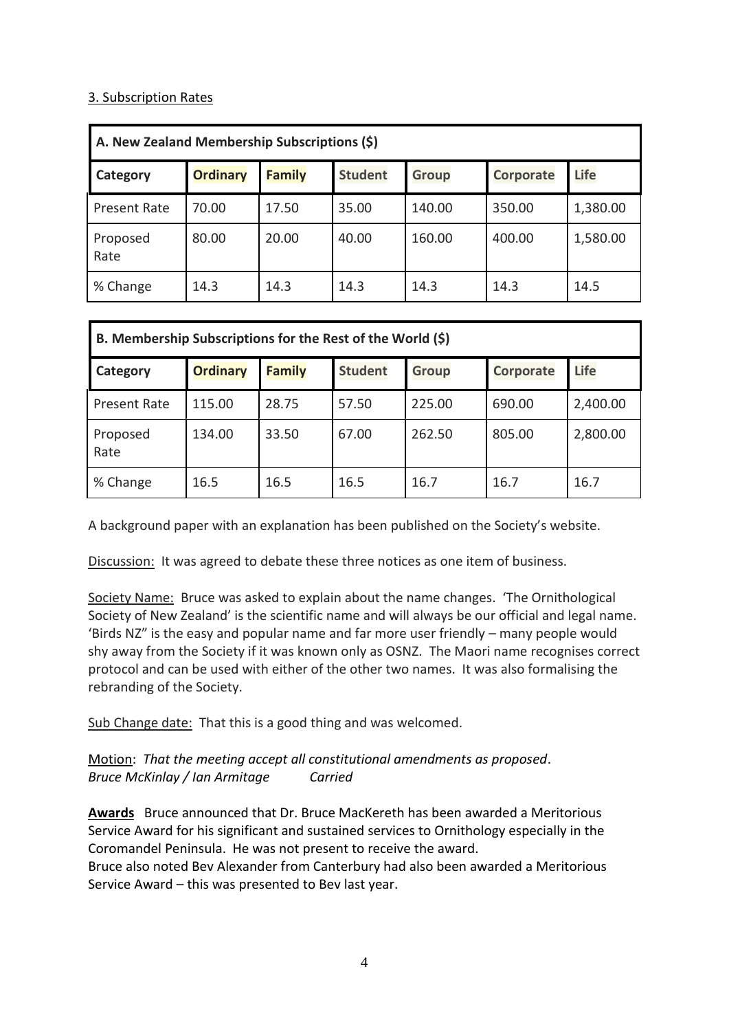3. Subscription Rates

| A. New Zealand Membership Subscriptions ($) | | | | | | |
|---|---|---|---|---|---|---|
| **Category** | **Ordinary** | **Family** | **Student** | **Group** | **Corporate** | **Life** |
| Present Rate | 70.00 | 17.50 | 35.00 | 140.00 | 350.00 | 1,380.00 |
| Proposed Rate | 80.00 | 20.00 | 40.00 | 160.00 | 400.00 | 1,580.00 |
| % Change | 14.3 | 14.3 | 14.3 | 14.3 | 14.3 | 14.5 |

| B. Membership Subscriptions for the Rest of the World ($) | | | | | | |
|---|---|---|---|---|---|---|
| **Category** | **Ordinary** | **Family** | **Student** | **Group** | **Corporate** | **Life** |
| Present Rate | 115.00 | 28.75 | 57.50 | 225.00 | 690.00 | 2,400.00 |
| Proposed Rate | 134.00 | 33.50 | 67.00 | 262.50 | 805.00 | 2,800.00 |
| % Change | 16.5 | 16.5 | 16.5 | 16.7 | 16.7 | 16.7 |

A background paper with an explanation has been published on the Society's website.

Discussion: It was agreed to debate these three notices as one item of business.

Society Name: Bruce was asked to explain about the name changes. 'The Ornithological Society of New Zealand' is the scientific name and will always be our official and legal name. 'Birds NZ" is the easy and popular name and far more user friendly – many people would shy away from the Society if it was known only as OSNZ. The Maori name recognises correct protocol and can be used with either of the other two names. It was also formalising the rebranding of the Society.

Sub Change date: That this is a good thing and was welcomed.

Motion: *That the meeting accept all constitutional amendments as proposed*.
*Bruce McKinlay / Ian Armitage* *Carried*

**Awards** Bruce announced that Dr. Bruce MacKereth has been awarded a Meritorious Service Award for his significant and sustained services to Ornithology especially in the Coromandel Peninsula. He was not present to receive the award.
Bruce also noted Bev Alexander from Canterbury had also been awarded a Meritorious Service Award – this was presented to Bev last year.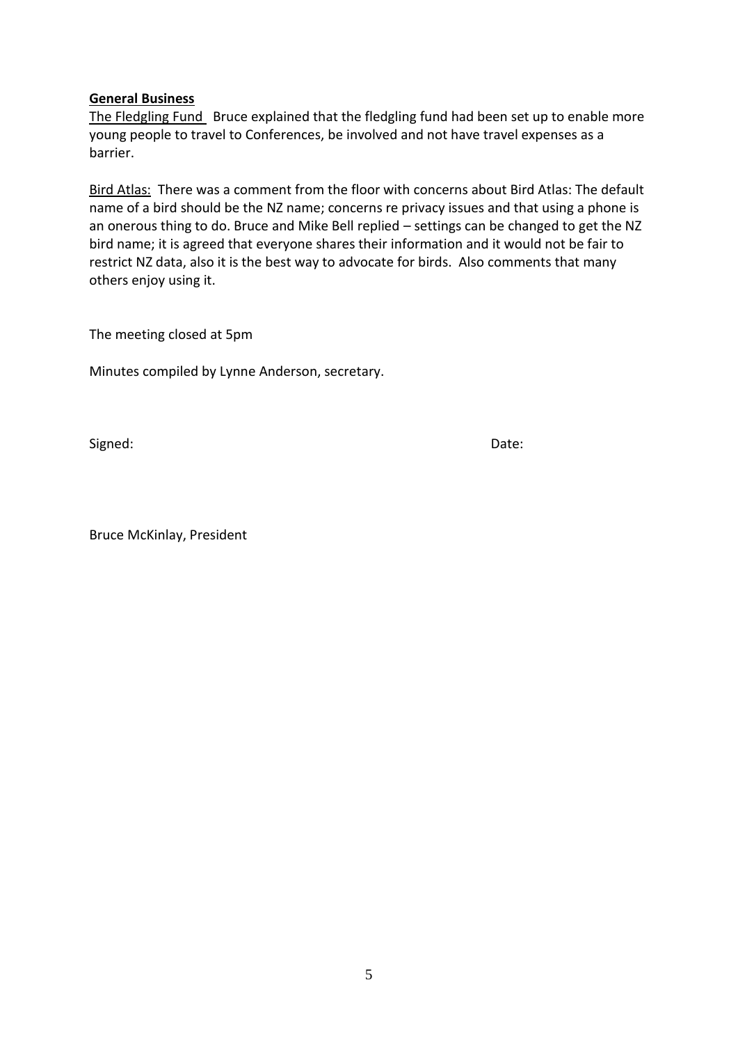**General Business**

The Fledgling Fund Bruce explained that the fledgling fund had been set up to enable more young people to travel to Conferences, be involved and not have travel expenses as a barrier.

Bird Atlas: There was a comment from the floor with concerns about Bird Atlas: The default name of a bird should be the NZ name; concerns re privacy issues and that using a phone is an onerous thing to do. Bruce and Mike Bell replied – settings can be changed to get the NZ bird name; it is agreed that everyone shares their information and it would not be fair to restrict NZ data, also it is the best way to advocate for birds. Also comments that many others enjoy using it.

The meeting closed at 5pm

Minutes compiled by Lynne Anderson, secretary.

Signed: Date:

Bruce McKinlay, President